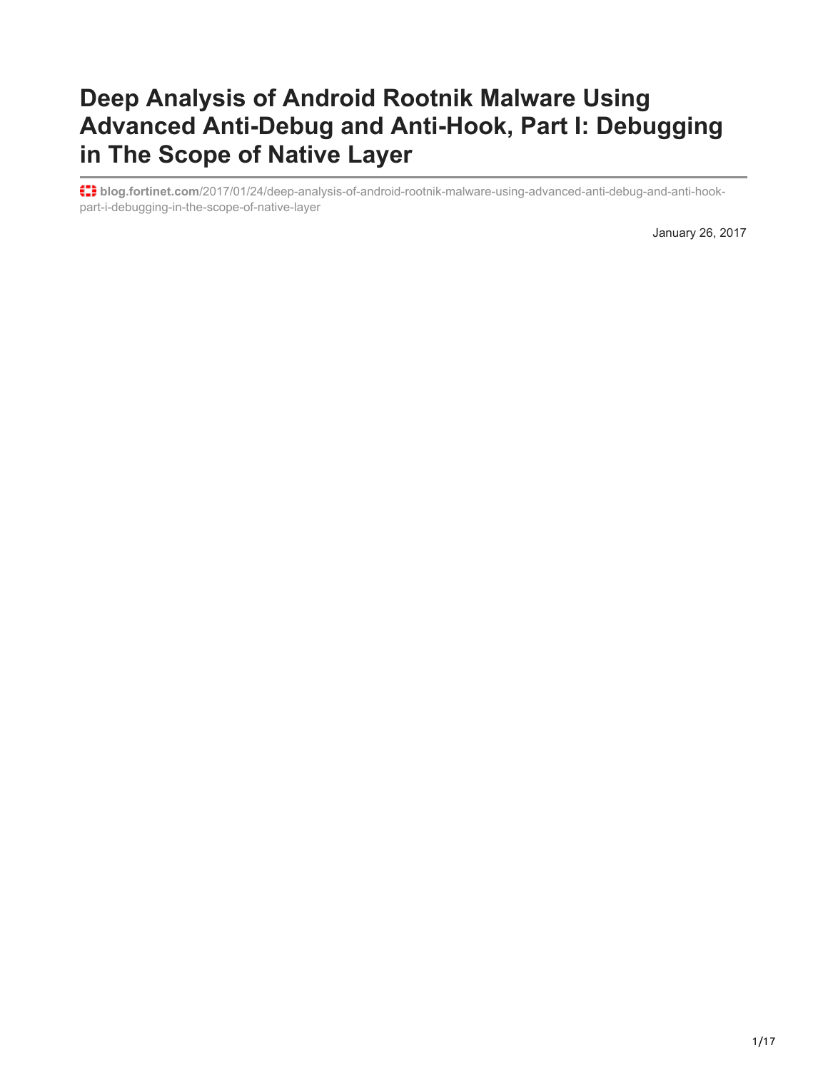# Deep Analysis of Android Rootnik Malware Using Advanced Anti-Debug and Anti-Hook, Part I: Debugging in The Scope of Native Layer

**blog.fortinet.com**/2017/01/24/deep-analysis-of-android-rootnik-malware-using-advanced-anti-debug-and-anti-hook-part-i-debugging-in-the-scope-of-native-layer

January 26, 2017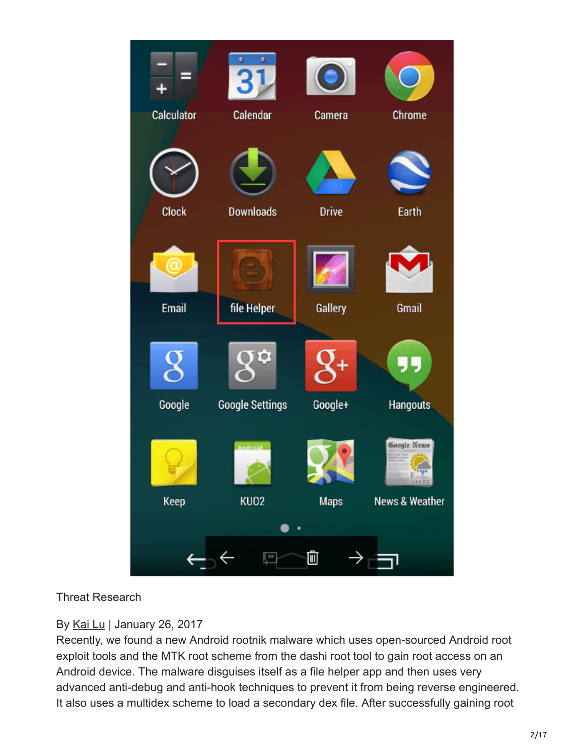Threat Research

By Kai Lu | January 26, 2017

Recently, we found a new Android rootnik malware which uses open-sourced Android root exploit tools and the MTK root scheme from the dashi root tool to gain root access on an Android device. The malware disguises itself as a file helper app and then uses very advanced anti-debug and anti-hook techniques to prevent it from being reverse engineered. It also uses a multidex scheme to load a secondary dex file. After successfully gaining root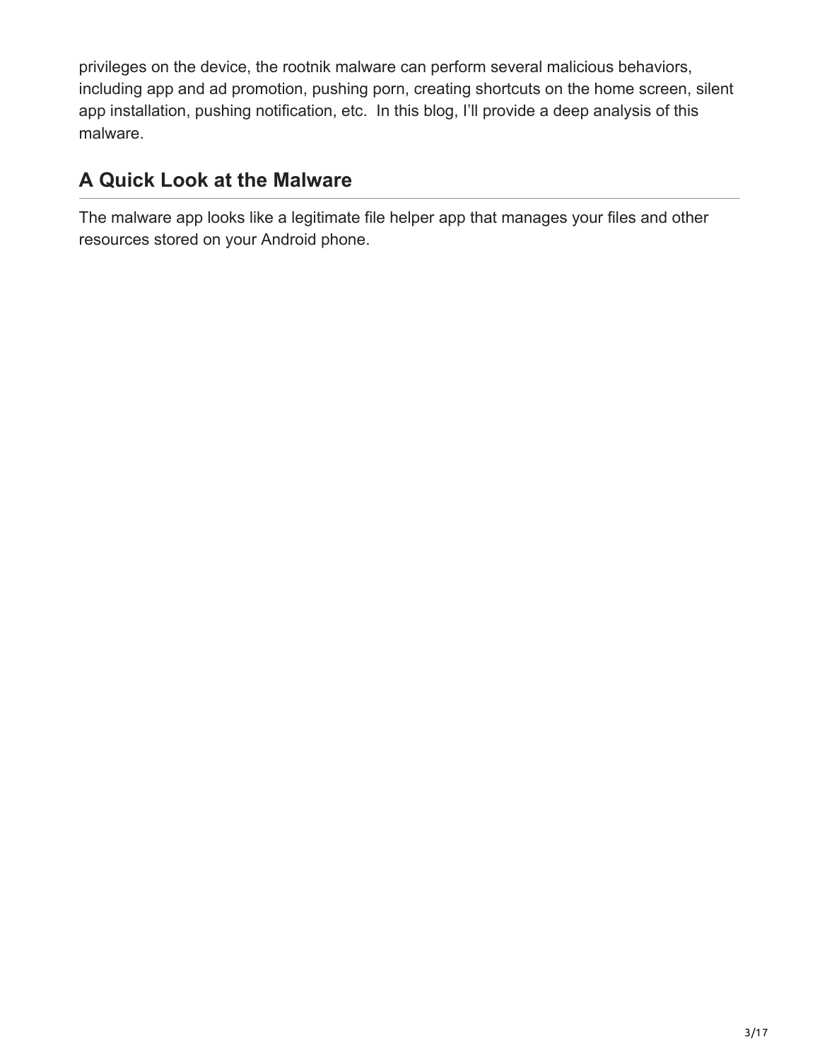privileges on the device, the rootnik malware can perform several malicious behaviors, including app and ad promotion, pushing porn, creating shortcuts on the home screen, silent app installation, pushing notification, etc.  In this blog, I'll provide a deep analysis of this malware.

## A Quick Look at the Malware

The malware app looks like a legitimate file helper app that manages your files and other resources stored on your Android phone.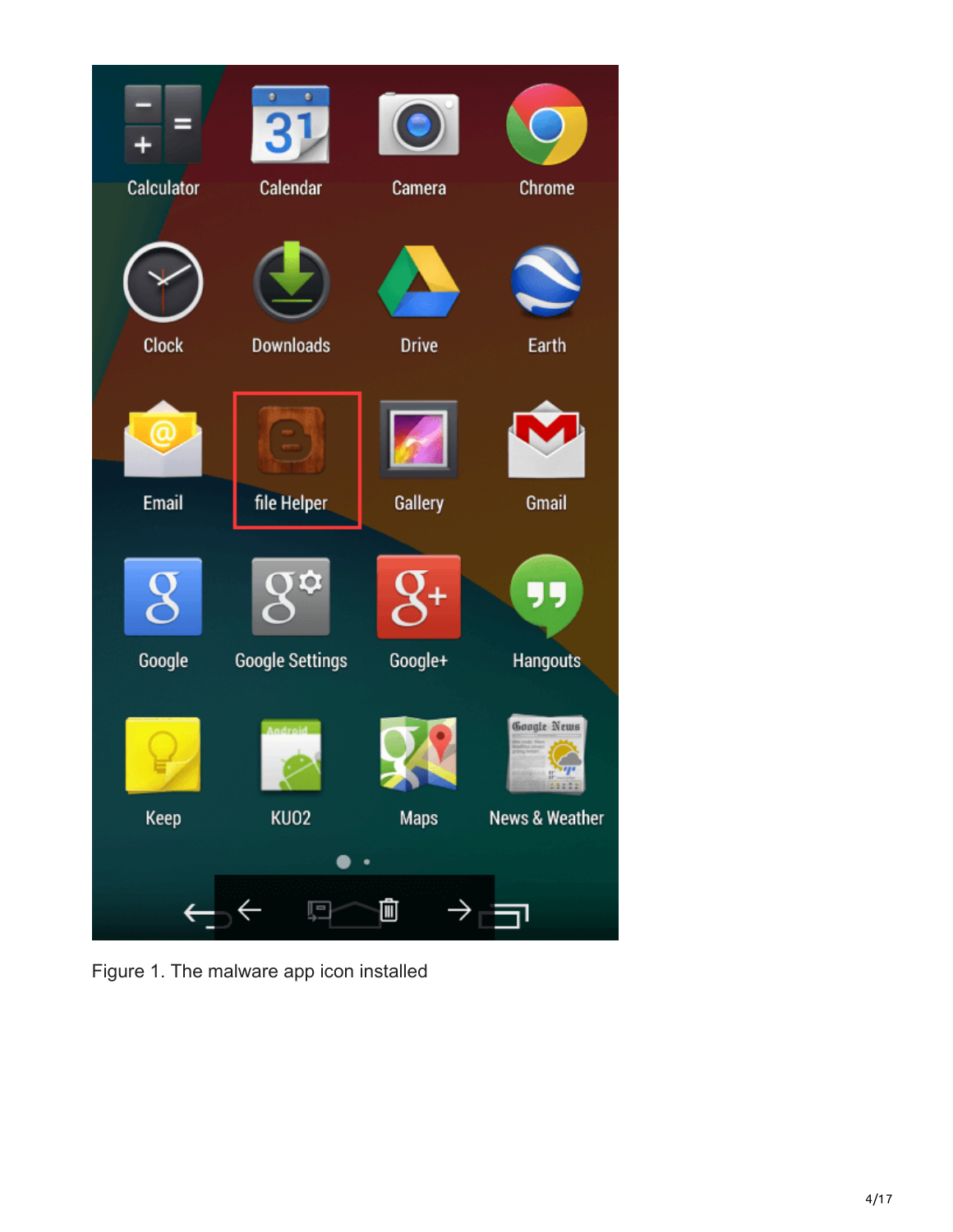Figure 1. The malware app icon installed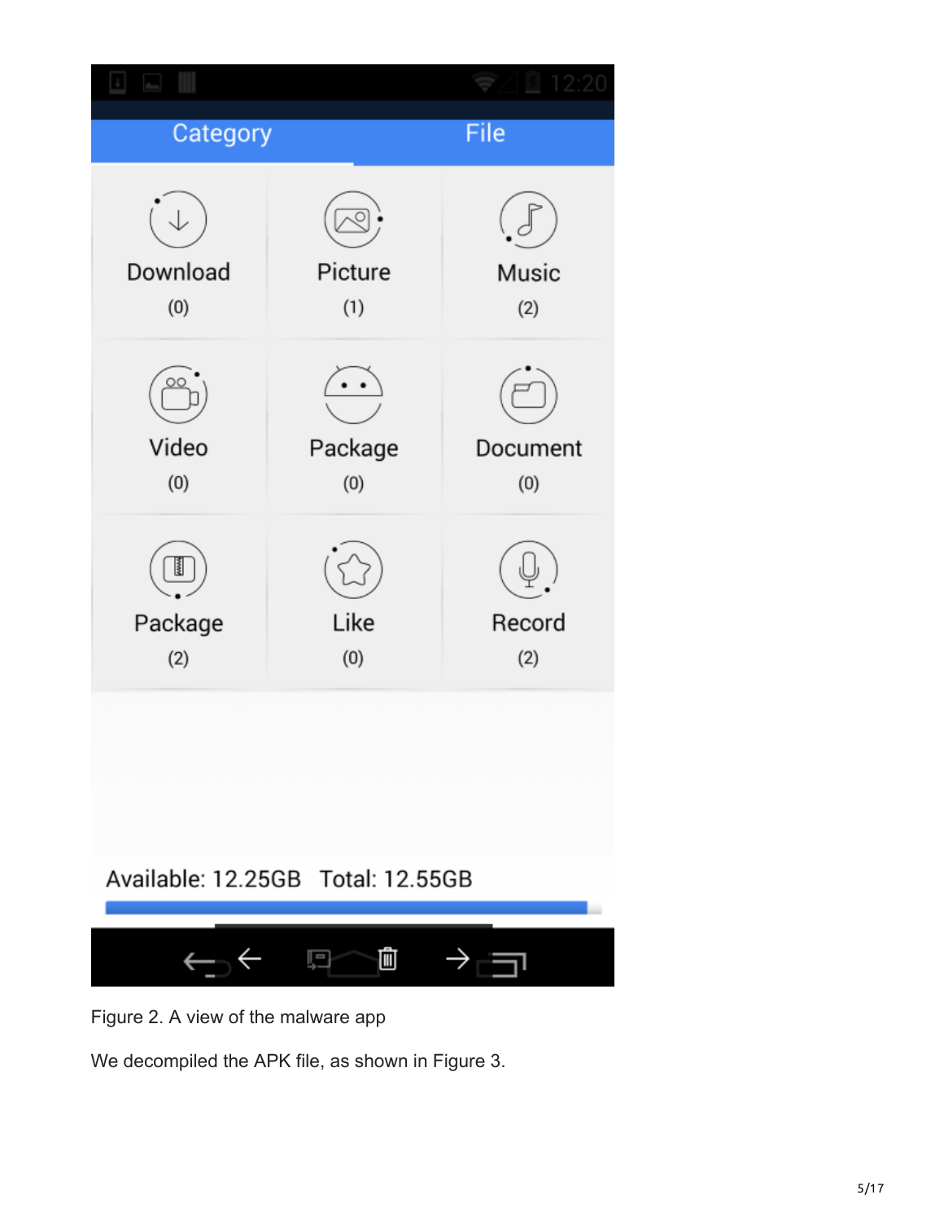Figure 2. A view of the malware app

We decompiled the APK file, as shown in Figure 3.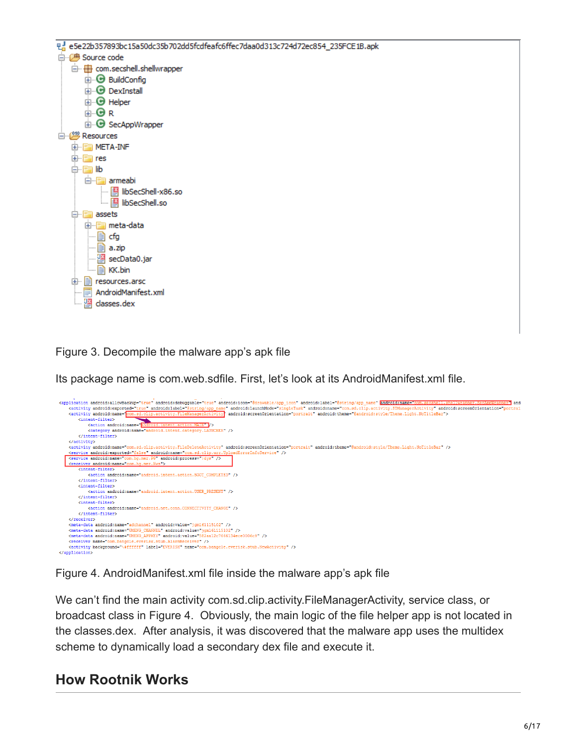```
e5e22b357893bc15a50dc35b702dd5fcdfeafc6ffec7daa0d313c724d72ec854_235FCE1B.apk
├── Source code
│   └── com.secshell.shellwrapper
│       ├── BuildConfig
│       ├── DexInstall
│       ├── Helper
│       ├── R
│       └── SecAppWrapper
└── Resources
    ├── META-INF
    ├── res
    ├── lib
    │   └── armeabi
    │       ├── libSecShell-x86.so
    │       └── libSecShell.so
    ├── assets
    │   ├── meta-data
    │   ├── cfg
    │   ├── a.zip
    │   ├── secData0.jar
    │   └── KK.bin
    ├── resources.arsc
    ├── AndroidManifest.xml
    └── classes.dex
```

Figure 3. Decompile the malware app's apk file

Its package name is com.web.sdfile. First, let's look at its AndroidManifest.xml file.

```
<application android:allowBackup="true" android:debuggable="true" android:icon="@drawable/app_icon" android:label="@string/app_name" android:name="com.secshell.shellwrapper.SecAppWrapper" and
    <activity android:exported="true" android:label="@string/app_name" android:launchMode="singleTask" android:name="com.sd.clip.activity.SDManagerActivity" android:screenOrientation="portrai
    <activity android:name="com.sd.clip.activity.FileManagerActivity" android:screenOrientation="portrait" android:theme="@android:style/Theme.Light.NoTitleBar">
        <intent-filter>
            <action android:name="android.intent.action.MAIN" />
            <category android:name="android.intent.category.LAUNCHER" />
        </intent-filter>
    </activity>
    <activity android:name="com.sd.clip.activity.FileDeleteActivity" android:screenOrientation="portrait" android:theme="@android:style/Theme.Light.NoTitleBar" />
    <service android:exported="false" android:name="com.sd.clip.util.UploadErrorInfoService" />
    <service android:name="com.hg.mer.PG" android:process=":dps" />
    <receiver android:name="com.hg.mer.Nws">
        <intent-filter>
            <action android:name="android.intent.action.BOOT_COMPLETED" />
        </intent-filter>
        <intent-filter>
            <action android:name="android.intent.action.USER_PRESENT" />
        </intent-filter>
        <intent-filter>
            <action android:name="android.net.conn.CONNECTIVITY_CHANGE" />
        </intent-filter>
    </receiver>
    <meta-data android:name="adchannel" android:value="jgm161115102" />
    <meta-data android:name="UMENG_CHANNEL" android:value="jgm161115102" />
    <meta-data android:name="UMENG_APPKEY" android:value="582a12c7666134ece0006c9" />
    <receiver name="com.bangcle.everisk.stub.AlarmReceiver" />
    <activity background="\#ffffff" label="EVERISK" name="com.bangcle.everisk.stub.NewActivity" />
</application>
```

Figure 4. AndroidManifest.xml file inside the malware app's apk file

We can't find the main activity com.sd.clip.activity.FileManagerActivity, service class, or broadcast class in Figure 4. Obviously, the main logic of the file helper app is not located in the classes.dex. After analysis, it was discovered that the malware app uses the multidex scheme to dynamically load a secondary dex file and execute it.

## How Rootnik Works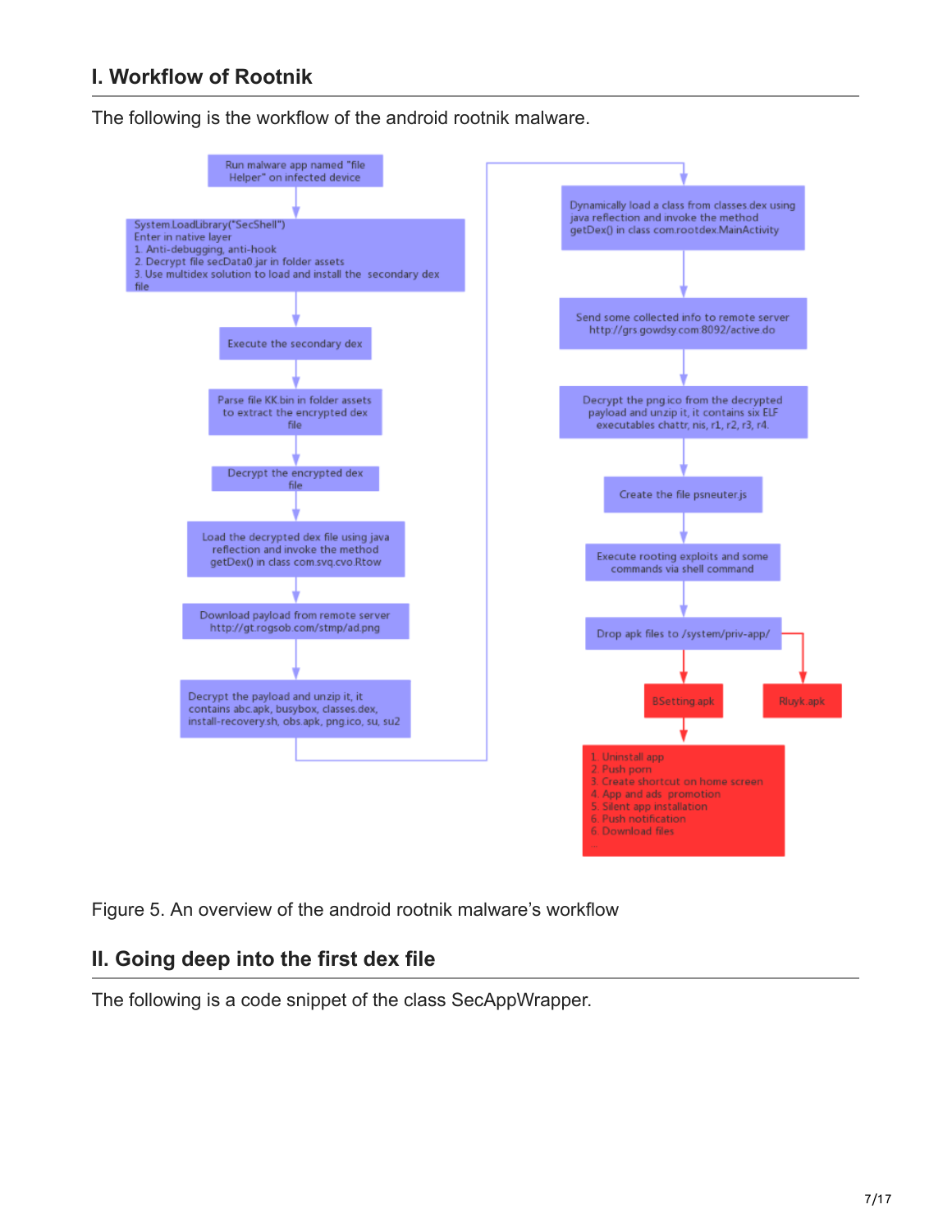## I. Workflow of Rootnik

The following is the workflow of the android rootnik malware.

- Run malware app named "file Helper" on infected device
- System.LoadLibrary("SecShell")
  Enter in native layer
  1. Anti-debugging, anti-hook
  2. Decrypt file secData0.jar in folder assets
  3. Use multidex solution to load and install the secondary dex file
- Execute the secondary dex
- Parse file KK.bin in folder assets to extract the encrypted dex file
- Decrypt the encrypted dex file
- Load the decrypted dex file using java reflection and invoke the method getDex() in class com.svq.cvo.Rtow
- Download payload from remote server http://gt.rogsob.com/stmp/ad.png
- Decrypt the payload and unzip it, it contains abc.apk, busybox, classes.dex, install-recovery.sh, obs.apk, png.ico, su, su2
- Dynamically load a class from classes.dex using java reflection and invoke the method getDex() in class com.rootdex.MainActivity
- Send some collected info to remote server http://grs.gowdsy.com:8092/active.do
- Decrypt the png.ico from the decrypted payload and unzip it, it contains six ELF executables chattr, nis, r1, r2, r3, r4.
- Create the file psneuter.js
- Execute rooting exploits and some commands via shell command
- Drop apk files to /system/priv-app/
  - BSetting.apk
    1. Uninstall app
    2. Push porn
    3. Create shortcut on home screen
    4. App and ads promotion
    5. Silent app installation
    6. Push notification
    6. Download files
    ...
  - Rluyk.apk

Figure 5. An overview of the android rootnik malware's workflow

## II. Going deep into the first dex file

The following is a code snippet of the class SecAppWrapper.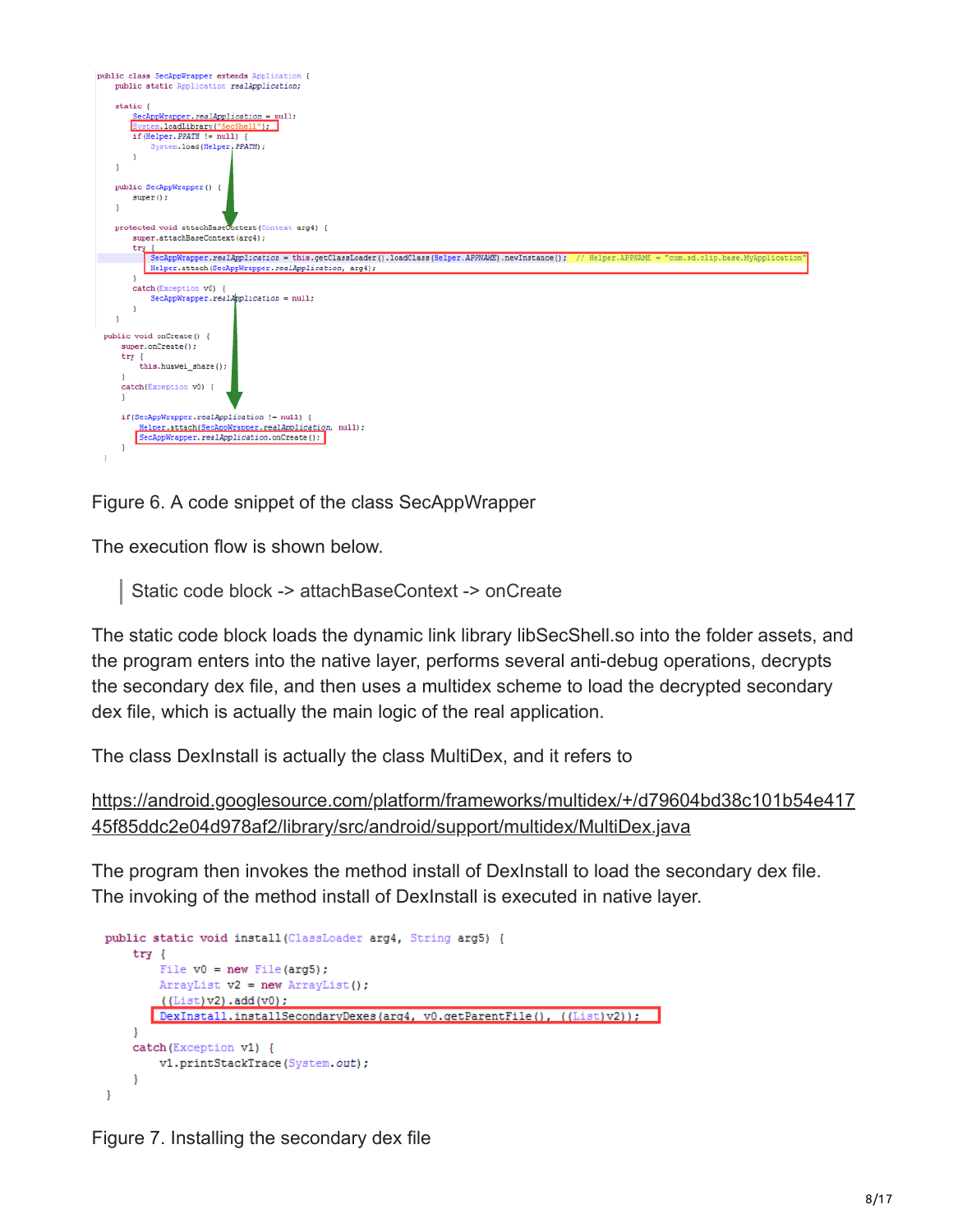```java
public class SecAppWrapper extends Application {
    public static Application realApplication;

    static {
        SecAppWrapper.realApplication = null;
        System.loadLibrary("SecShell");
        if(Helper.PPATH != null) {
            System.load(Helper.PPATH);
        }
    }

    public SecAppWrapper() {
        super();
    }

    protected void attachBaseContext(Context arg4) {
        super.attachBaseContext(arg4);
        try {
            SecAppWrapper.realApplication = this.getClassLoader().loadClass(Helper.APPNAME).newInstance();  // Helper.APPNAME = "com.sd.clip.base.MyApplication"
            Helper.attach(SecAppWrapper.realApplication, arg4);
        }
        catch(Exception v0) {
            SecAppWrapper.realApplication = null;
        }
    }
  public void onCreate() {
      super.onCreate();
      try {
          this.huawei_share();
      }
      catch(Exception v0) {
      }

      if(SecAppWrapper.realApplication != null) {
          Helper.attach(SecAppWrapper.realApplication, null);
          SecAppWrapper.realApplication.onCreate();
      }
  }
```

Figure 6. A code snippet of the class SecAppWrapper

The execution flow is shown below.

> Static code block -> attachBaseContext -> onCreate

The static code block loads the dynamic link library libSecShell.so into the folder assets, and the program enters into the native layer, performs several anti-debug operations, decrypts the secondary dex file, and then uses a multidex scheme to load the decrypted secondary dex file, which is actually the main logic of the real application.

The class DexInstall is actually the class MultiDex, and it refers to

https://android.googlesource.com/platform/frameworks/multidex/+/d79604bd38c101b54e41745f85ddc2e04d978af2/library/src/android/support/multidex/MultiDex.java

The program then invokes the method install of DexInstall to load the secondary dex file. The invoking of the method install of DexInstall is executed in native layer.

```java
public static void install(ClassLoader arg4, String arg5) {
    try {
        File v0 = new File(arg5);
        ArrayList v2 = new ArrayList();
        ((List)v2).add(v0);
        DexInstall.installSecondaryDexes(arg4, v0.getParentFile(), ((List)v2));
    }
    catch(Exception v1) {
        v1.printStackTrace(System.out);
    }
}
```

Figure 7. Installing the secondary dex file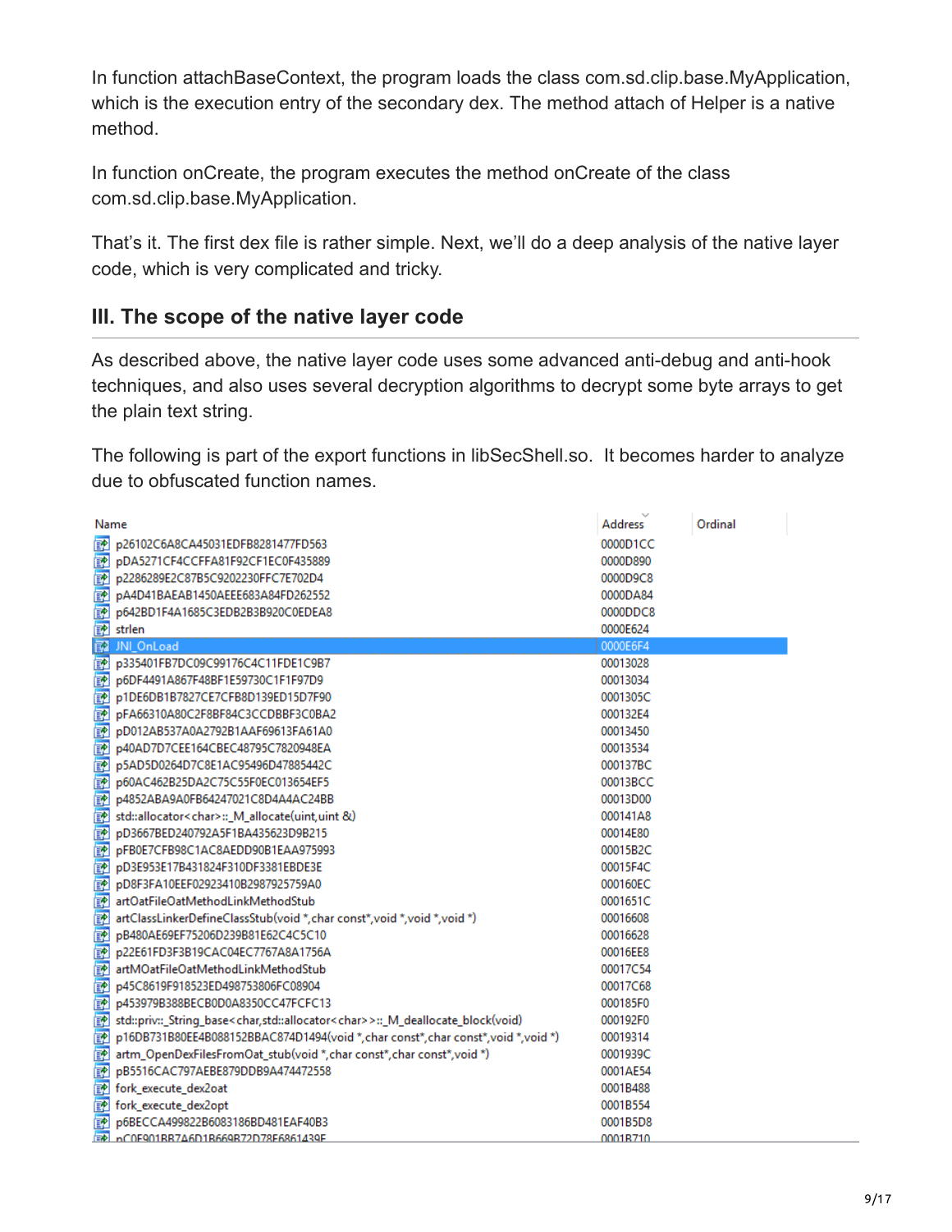In function attachBaseContext, the program loads the class com.sd.clip.base.MyApplication, which is the execution entry of the secondary dex. The method attach of Helper is a native method.

In function onCreate, the program executes the method onCreate of the class com.sd.clip.base.MyApplication.

That's it. The first dex file is rather simple. Next, we'll do a deep analysis of the native layer code, which is very complicated and tricky.

## III. The scope of the native layer code

As described above, the native layer code uses some advanced anti-debug and anti-hook techniques, and also uses several decryption algorithms to decrypt some byte arrays to get the plain text string.

The following is part of the export functions in libSecShell.so. It becomes harder to analyze due to obfuscated function names.

| Name | Address | Ordinal |
|---|---|---|
| p26102C6A8CA45031EDFB8281477FD563 | 0000D1CC | |
| pDA5271CF4CCFFA81F92CF1EC0F435889 | 0000D890 | |
| p2286289E2C87B5C9202230FFC7E702D4 | 0000D9C8 | |
| pA4D41BAEAB1450AEEE683A84FD262552 | 0000DA84 | |
| p642BD1F4A1685C3EDB2B3B920C0EDEA8 | 0000DDC8 | |
| strlen | 0000E624 | |
| JNI_OnLoad | 0000E6F4 | |
| p335401FB7DC09C99176C4C11FDE1C9B7 | 00013028 | |
| p6DF4491A867F48BF1E59730C1F1F97D9 | 00013034 | |
| p1DE6DB1B7827CE7CFB8D139ED15D7F90 | 0001305C | |
| pFA66310A80C2F8BF84C3CCDBBF3C0BA2 | 000132E4 | |
| pD012AB537A0A2792B1AAF69613FA61A0 | 00013450 | |
| p40AD7D7CEE164CBEC48795C7820948EA | 00013534 | |
| p5AD5D0264D7C8E1AC95496D47885442C | 000137BC | |
| p60AC462B25DA2C75C55F0EC013654EF5 | 00013BCC | |
| p4852ABA9A0FB64247021C8D4A4AC24BB | 00013D00 | |
| std::allocator<char>::_M_allocate(uint,uint &) | 000141A8 | |
| pD3667BED240792A5F1BA435623D9B215 | 00014E80 | |
| pFB0E7CFB98C1AC8AEDD90B1EAA975993 | 00015B2C | |
| pD3E953E17B431824F310DF3381EBDE3E | 00015F4C | |
| pD8F3FA10EEF02923410B2987925759A0 | 000160EC | |
| artOatFileOatMethodLinkMethodStub | 0001651C | |
| artClassLinkerDefineClassStub(void *,char const*,void *,void *,void *) | 00016608 | |
| pB480AE69EF75206D239B81E62C4C5C10 | 00016628 | |
| p22E61FD3F3B19CAC04EC7767A8A1756A | 00016EE8 | |
| artMOatFileOatMethodLinkMethodStub | 00017C54 | |
| p45C8619F918523ED498753806FC08904 | 00017C68 | |
| p453979B388BECB0D0A8350CC47FCFC13 | 000185F0 | |
| std::priv::_String_base<char,std::allocator<char>>::_M_deallocate_block(void) | 000192F0 | |
| p16DB731B80EE4B088152BBAC874D1494(void *,char const*,char const*,void *,void *) | 00019314 | |
| artm_OpenDexFilesFromOat_stub(void *,char const*,char const*,void *) | 0001939C | |
| pB5516CAC797AEBE879DDB9A474472558 | 0001AE54 | |
| fork_execute_dex2oat | 0001B488 | |
| fork_execute_dex2opt | 0001B554 | |
| p6BECCA499822B6083186BD481EAF40B3 | 0001B5D8 | |
| pC0E901BB7A6D1B669B72D78E6861439F | 0001B710 | |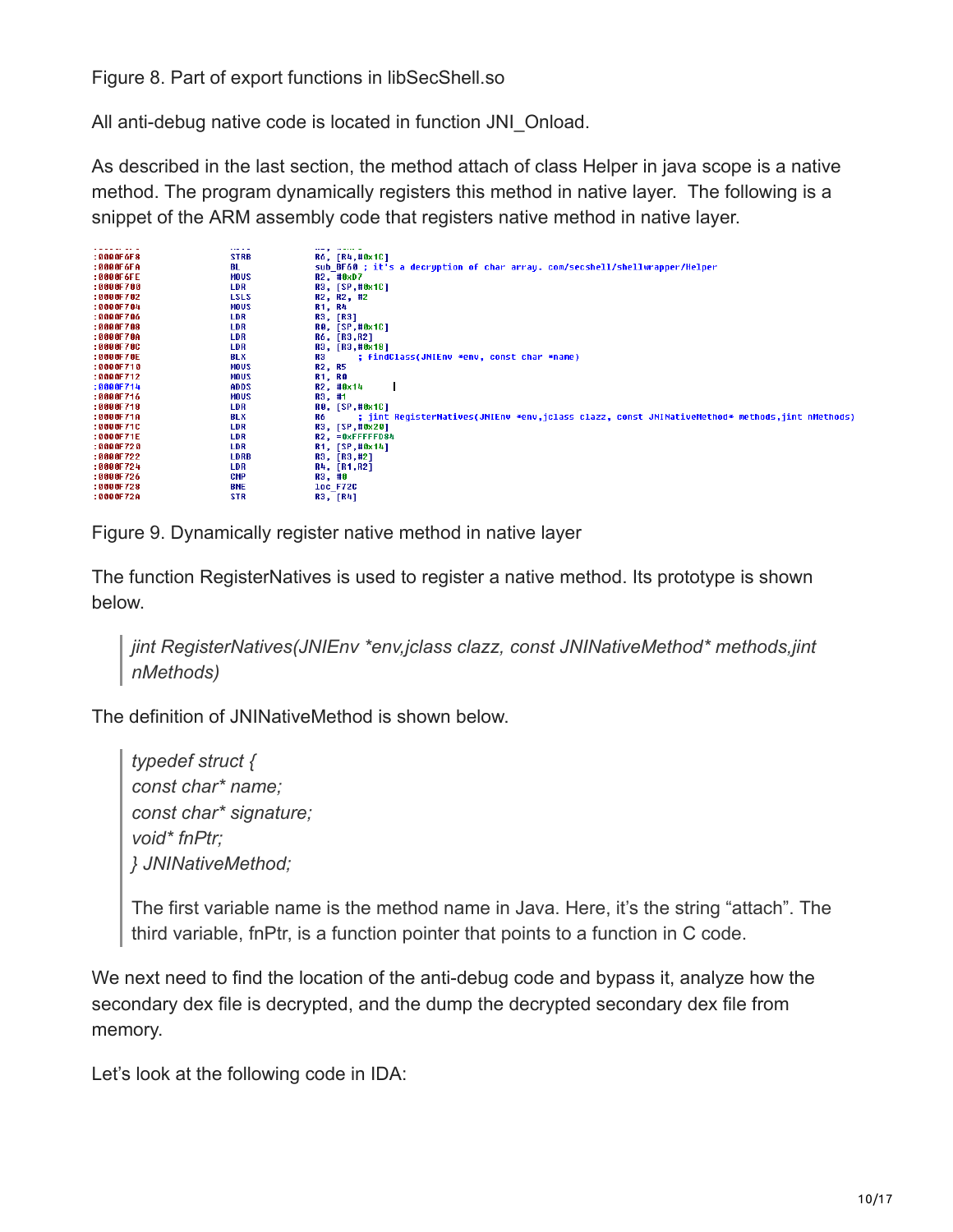Figure 8. Part of export functions in libSecShell.so

All anti-debug native code is located in function JNI_Onload.

As described in the last section, the method attach of class Helper in java scope is a native method. The program dynamically registers this method in native layer. The following is a snippet of the ARM assembly code that registers native method in native layer.

```
:0000F6F8    STRB    R6, [R4,#0x1C]
:0000F6FA    BL      sub_BF60 ; it's a decryption of char array. com/secshell/shellwrapper/Helper
:0000F6FE    MOVS    R2, #0xD7
:0000F700    LDR     R3, [SP,#0x1C]
:0000F702    LSLS    R2, R2, #2
:0000F704    MOVS    R1, R4
:0000F706    LDR     R3, [R3]
:0000F708    LDR     R0, [SP,#0x1C]
:0000F70A    LDR     R6, [R3,R2]
:0000F70C    LDR     R3, [R3,#0x18]
:0000F70E    BLX     R3      ; FindClass(JNIEnv *env, const char *name)
:0000F710    MOVS    R2, R5
:0000F712    MOVS    R1, R0
:0000F714    ADDS    R2, #0x14
:0000F716    MOVS    R3, #1
:0000F718    LDR     R0, [SP,#0x1C]
:0000F71A    BLX     R6      ; jint RegisterNatives(JNIEnv *env,jclass clazz, const JNINativeMethod* methods,jint nMethods)
:0000F71C    LDR     R3, [SP,#0x20]
:0000F71E    LDR     R2, =0xFFFFFD94
:0000F720    LDR     R1, [SP,#0x14]
:0000F722    LDRB    R3, [R3,#2]
:0000F724    LDR     R4, [R1,R2]
:0000F726    CMP     R3, #0
:0000F728    BNE     loc_F72C
:0000F72A    STR     R3, [R4]
```

Figure 9. Dynamically register native method in native layer

The function RegisterNatives is used to register a native method. Its prototype is shown below.

> *jint RegisterNatives(JNIEnv *env,jclass clazz, const JNINativeMethod* methods,jint nMethods)*

The definition of JNINativeMethod is shown below.

> *typedef struct {*
> *const char* name;*
> *const char* signature;*
> *void* fnPtr;*
> *} JNINativeMethod;*
>
> The first variable name is the method name in Java. Here, it's the string "attach". The third variable, fnPtr, is a function pointer that points to a function in C code.

We next need to find the location of the anti-debug code and bypass it, analyze how the secondary dex file is decrypted, and the dump the decrypted secondary dex file from memory.

Let's look at the following code in IDA: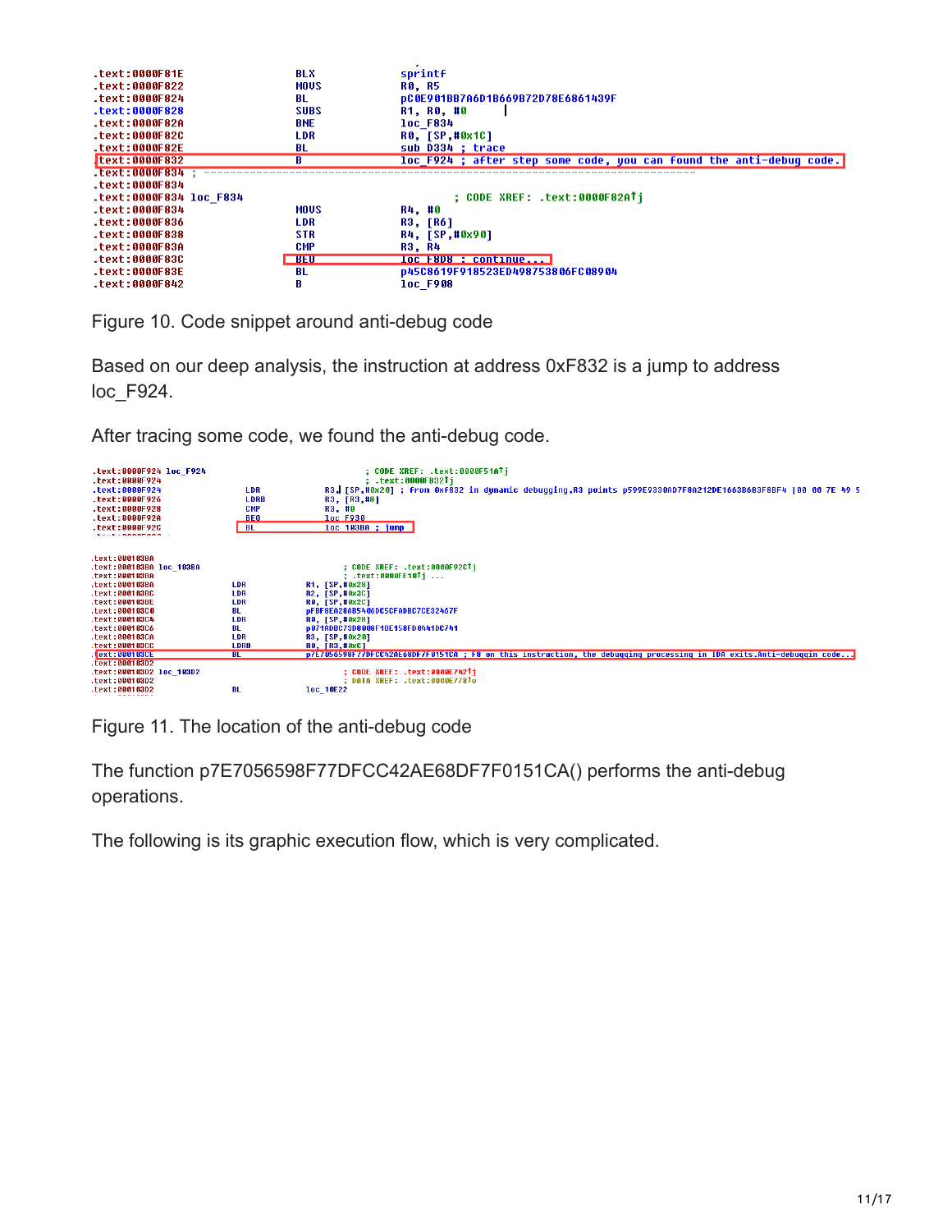```
.text:0000F81E                 BLX             sprintf
.text:0000F822                 MOVS            R0, R5
.text:0000F824                 BL              pC0E901BB7A6D1B669B72D78E6861439F
.text:0000F828                 SUBS            R1, R0, #0
.text:0000F82A                 BNE             loc_F834
.text:0000F82C                 LDR             R0, [SP,#0x1C]
.text:0000F82E                 BL              sub_D334 ; trace
.text:0000F832                 B               loc_F924 ; after step some code, you can found the anti-debug code.
.text:0000F834 ; ---------------------------------------------------------------------------
.text:0000F834
.text:0000F834 loc_F834                                ; CODE XREF: .text:0000F82A↑j
.text:0000F834                 MOVS            R4, #0
.text:0000F836                 LDR             R3, [R6]
.text:0000F838                 STR             R4, [SP,#0x90]
.text:0000F83A                 CMP             R3, R4
.text:0000F83C                 BEQ             loc_F8D8 ; continue...
.text:0000F83E                 BL              p45C8619F918523ED498753806FC08904
.text:0000F842                 B               loc_F908
```

Figure 10. Code snippet around anti-debug code

Based on our deep analysis, the instruction at address 0xF832 is a jump to address loc_F924.

After tracing some code, we found the anti-debug code.

```
.text:0000F924 loc_F924                                ; CODE XREF: .text:0000F51A↑j
.text:0000F924                                         ; .text:0000F832↑j
.text:0000F924                 LDR             R3, [SP,#0x20] ; from 0xF832 in dynamic debugging,R3 points p599E9330AD7F8A212DE1663B683F8BF4 |00 00 7E 49 5
.text:0000F926                 LDRB            R3, [R3,#8]
.text:0000F928                 CMP             R3, #0
.text:0000F92A                 BEQ             loc_F930
.text:0000F92C                 BL              loc_103BA ; jump

.text:000103BA
.text:000103BA loc_103BA                               ; CODE XREF: .text:0000F92C↑j
.text:000103BA                                         ; .text:0000FE10↑j ...
.text:000103BA                 LDR             R1, [SP,#0x28]
.text:000103BC                 LDR             R2, [SP,#0x3C]
.text:000103BE                 LDR             R0, [SP,#0x2C]
.text:000103C0                 BL              pF8F8EA28AB5406DC5CFADBC7CE32467F
.text:000103C4                 LDR             R0, [SP,#0x28]
.text:000103C6                 BL              p071ADBC73D8000F1DE158FD0441DC741
.text:000103CA                 LDR             R3, [SP,#0x20]
.text:000103CC                 LDRB            R0, [R3,#0xC]
.text:000103CE                 BL              p7E7056598F77DFCC42AE68DF7F0151CA ; F8 on this instruction, the debugging processing in IDA exits.Anti-debuggin code...
.text:000103D2
.text:000103D2 loc_103D2                               ; CODE XREF: .text:0000E742↑j
.text:000103D2                                         ; DATA XREF: .text:0000E778↑o
.text:000103D2                 BL              loc_10E22
```

Figure 11. The location of the anti-debug code

The function p7E7056598F77DFCC42AE68DF7F0151CA() performs the anti-debug operations.

The following is its graphic execution flow, which is very complicated.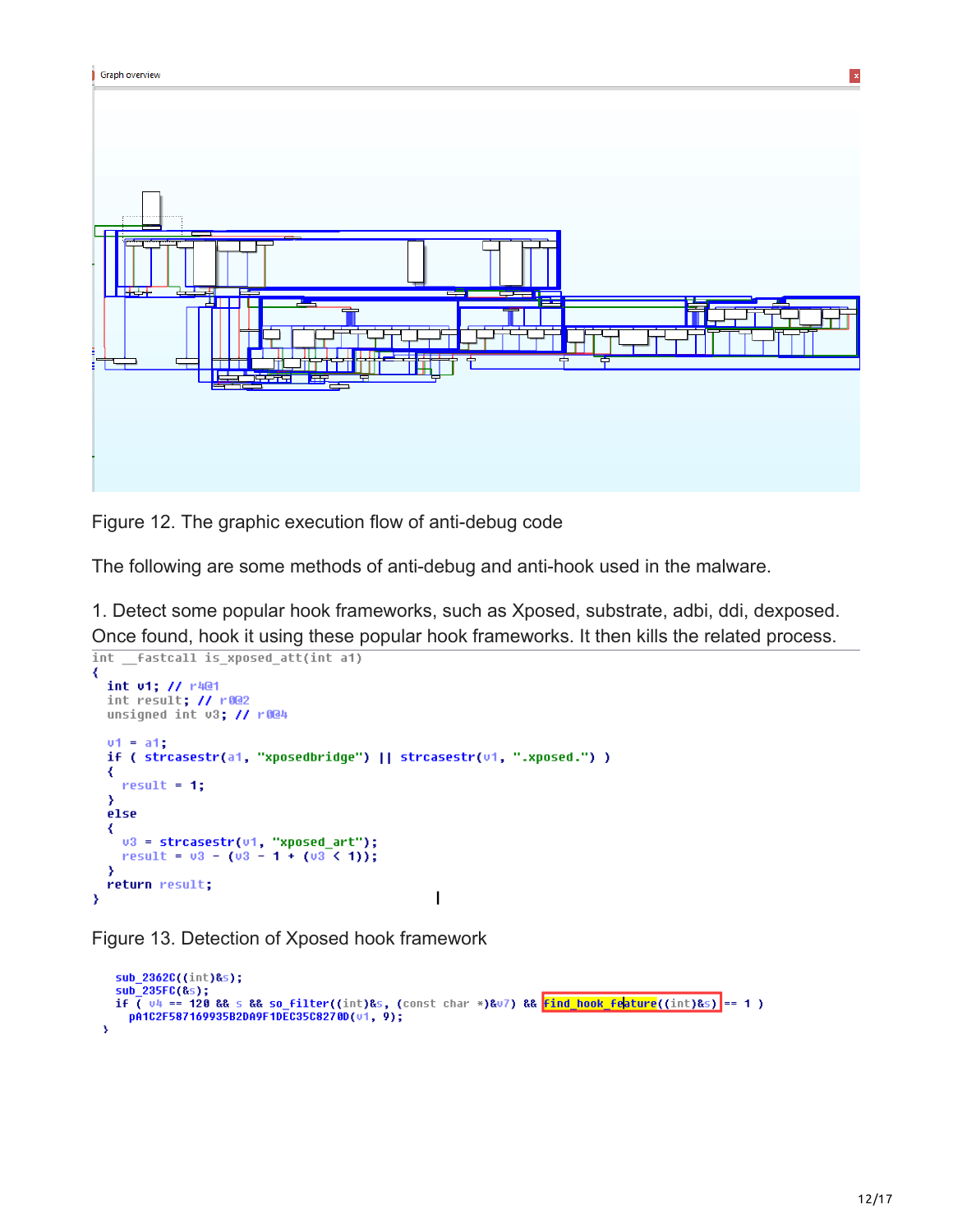Figure 12. The graphic execution flow of anti-debug code

The following are some methods of anti-debug and anti-hook used in the malware.

1. Detect some popular hook frameworks, such as Xposed, substrate, adbi, ddi, dexposed. Once found, hook it using these popular hook frameworks. It then kills the related process.

```
int __fastcall is_xposed_att(int a1)
{
  int v1; // r4@1
  int result; // r0@2
  unsigned int v3; // r0@4

  v1 = a1;
  if ( strcasestr(a1, "xposedbridge") || strcasestr(v1, ".xposed.") )
  {
    result = 1;
  }
  else
  {
    v3 = strcasestr(v1, "xposed_art");
    result = v3 - (v3 - 1 + (v3 < 1));
  }
  return result;
}
```

Figure 13. Detection of Xposed hook framework

```
  sub_2362C((int)&s);
  sub_235FC(&s);
  if ( v4 == 120 && s && so_filter((int)&s, (const char *)&v7) && find_hook_feature((int)&s) == 1 )
    pA1C2F587169935B2DA9F1DEC35C8270D(v1, 9);
}
```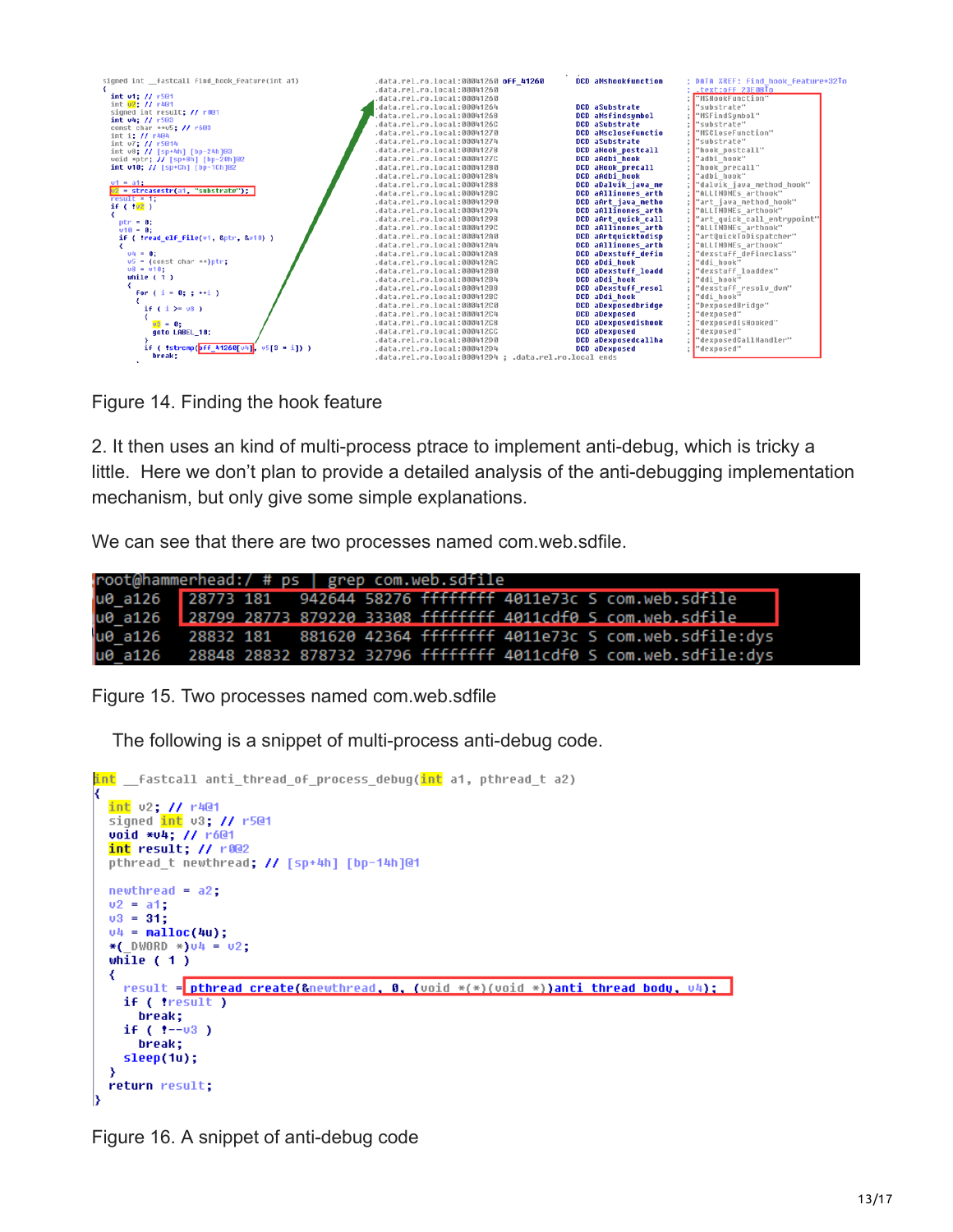Figure 14. Finding the hook feature

2. It then uses an kind of multi-process ptrace to implement anti-debug, which is tricky a little. Here we don't plan to provide a detailed analysis of the anti-debugging implementation mechanism, but only give some simple explanations.

We can see that there are two processes named com.web.sdfile.

```
root@hammerhead:/ # ps | grep com.web.sdfile
u0_a126   28773 181   942644 58276 ffffffff 4011e73c S com.web.sdfile
u0_a126   28799 28773 879220 33308 ffffffff 4011cdf0 S com.web.sdfile
u0_a126   28832 181   881620 42364 ffffffff 4011e73c S com.web.sdfile:dys
u0_a126   28848 28832 878732 32796 ffffffff 4011cdf0 S com.web.sdfile:dys
```

Figure 15. Two processes named com.web.sdfile

The following is a snippet of multi-process anti-debug code.

```
int __fastcall anti_thread_of_process_debug(int a1, pthread_t a2)
{
  int v2; // r4@1
  signed int v3; // r5@1
  void *v4; // r6@1
  int result; // r0@2
  pthread_t newthread; // [sp+4h] [bp-14h]@1

  newthread = a2;
  v2 = a1;
  v3 = 31;
  v4 = malloc(4u);
  *(_DWORD *)v4 = v2;
  while ( 1 )
  {
    result = pthread_create(&newthread, 0, (void *(*)(void *))anti_thread_body, v4);
    if ( !result )
      break;
    if ( !--v3 )
      break;
    sleep(1u);
  }
  return result;
}
```

Figure 16. A snippet of anti-debug code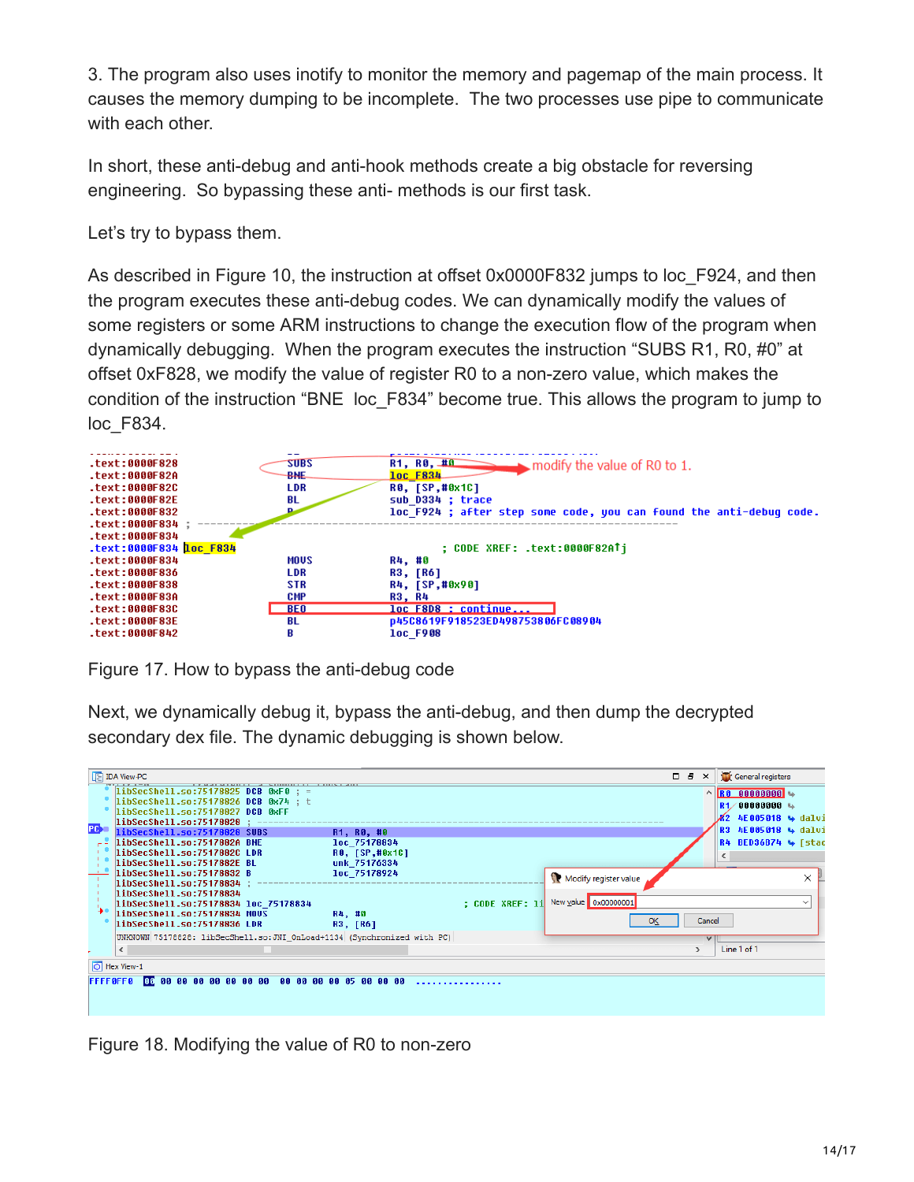3. The program also uses inotify to monitor the memory and pagemap of the main process. It causes the memory dumping to be incomplete. The two processes use pipe to communicate with each other.

In short, these anti-debug and anti-hook methods create a big obstacle for reversing engineering. So bypassing these anti- methods is our first task.

Let's try to bypass them.

As described in Figure 10, the instruction at offset 0x0000F832 jumps to loc_F924, and then the program executes these anti-debug codes. We can dynamically modify the values of some registers or some ARM instructions to change the execution flow of the program when dynamically debugging. When the program executes the instruction "SUBS R1, R0, #0" at offset 0xF828, we modify the value of register R0 to a non-zero value, which makes the condition of the instruction "BNE loc_F834" become true. This allows the program to jump to loc_F834.

```
.text:0000F828                 SUBS            R1, R0, #0        modify the value of R0 to 1.
.text:0000F82A                 BNE             loc_F834
.text:0000F82C                 LDR             R0, [SP,#0x1C]
.text:0000F82E                 BL              sub_D334 ; trace
.text:0000F832                 B               loc_F924 ; after step some code, you can found the anti-debug code.
.text:0000F834 ; ---------------------------------------------------------------------------
.text:0000F834
.text:0000F834 loc_F834                                ; CODE XREF: .text:0000F82A↑j
.text:0000F834                 MOVS            R4, #0
.text:0000F836                 LDR             R3, [R6]
.text:0000F838                 STR             R4, [SP,#0x90]
.text:0000F83A                 CMP             R3, R4
.text:0000F83C                 BEQ             loc_F8D8 ; continue...
.text:0000F83E                 BL              p45C8619F918523ED498753806FC08904
.text:0000F842                 B               loc_F908
```

Figure 17. How to bypass the anti-debug code

Next, we dynamically debug it, bypass the anti-debug, and then dump the decrypted secondary dex file. The dynamic debugging is shown below.

```
libSecShell.so:75178825 DCB 0xF0 ; =
libSecShell.so:75178826 DCB 0x74 ; t
libSecShell.so:75178827 DCB 0xFF
libSecShell.so:75178828 ;
libSecShell.so:75178828 SUBS            R1, R0, #0
libSecShell.so:7517882A BNE             loc_75178834
libSecShell.so:7517882C LDR             R0, [SP,#0x1C]
libSecShell.so:7517882E BL              unk_75176334
libSecShell.so:75178832 B               loc_75178924
libSecShell.so:75178834 ;
libSecShell.so:75178834
libSecShell.so:75178834 loc_75178834                      ; CODE XREF: 11
libSecShell.so:75178834 MOVS            R4, #0
libSecShell.so:75178836 LDR             R3, [R6]
UNKNOWN 75178828: libSecShell.so:JNI_OnLoad+1134 (Synchronized with PC)

General registers
R0 00000000
R1 00000000
R2 4E005018  dalvi
R3 4E005018  dalvi
R4 BED36D74  [stac

Modify register value
New value 0x00000001
OK   Cancel

Hex View-1
FFFF0FF0 00 00 00 00 00 00 00 00  00 00 00 00 05 00 00 00  ................
```

Figure 18. Modifying the value of R0 to non-zero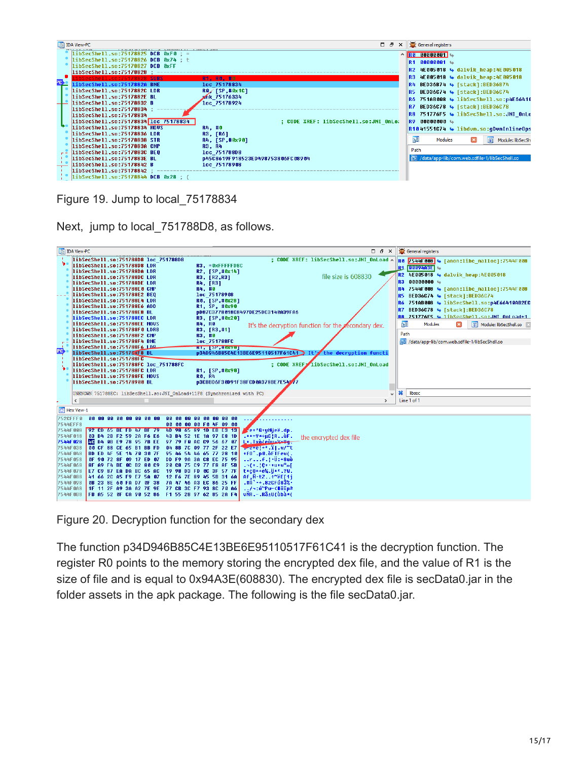Figure 19. Jump to local_75178834

Next, jump to local_751788D8, as follows.

Figure 20. Decryption function for the secondary dex

The function p34D946B85C4E13BE6E95110517F61C41 is the decryption function. The register R0 points to the memory storing the encrypted dex file, and the value of R1 is the size of file and is equal to 0x94A3E(608830). The encrypted dex file is secData0.jar in the folder assets in the apk package. The following is the file secData0.jar.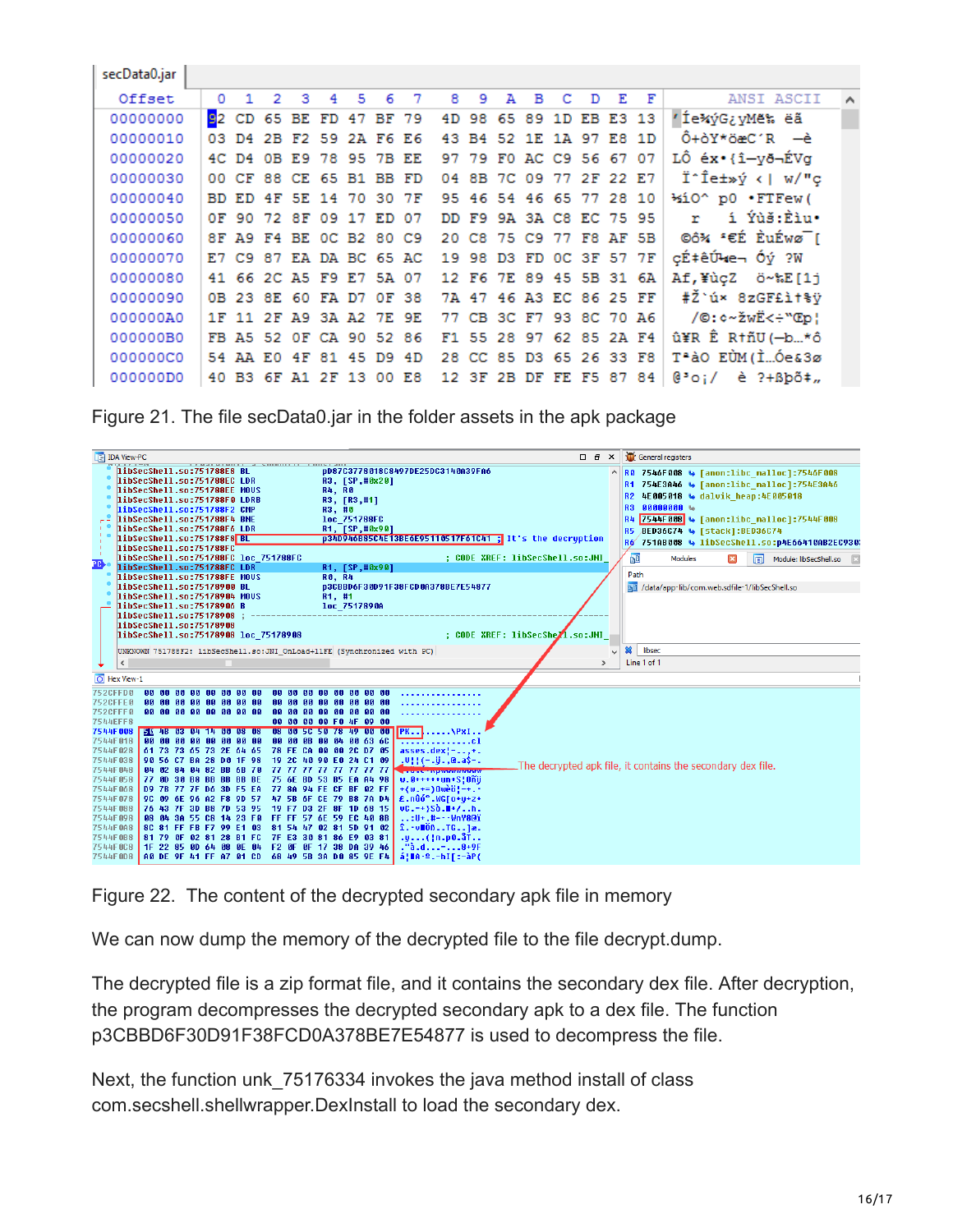Figure 21. The file secData0.jar in the folder assets in the apk package

Figure 22. The content of the decrypted secondary apk file in memory

We can now dump the memory of the decrypted file to the file decrypt.dump.

The decrypted file is a zip format file, and it contains the secondary dex file. After decryption, the program decompresses the decrypted secondary apk to a dex file. The function p3CBBD6F30D91F38FCD0A378BE7E54877 is used to decompress the file.

Next, the function unk_75176334 invokes the java method install of class com.secshell.shellwrapper.DexInstall to load the secondary dex.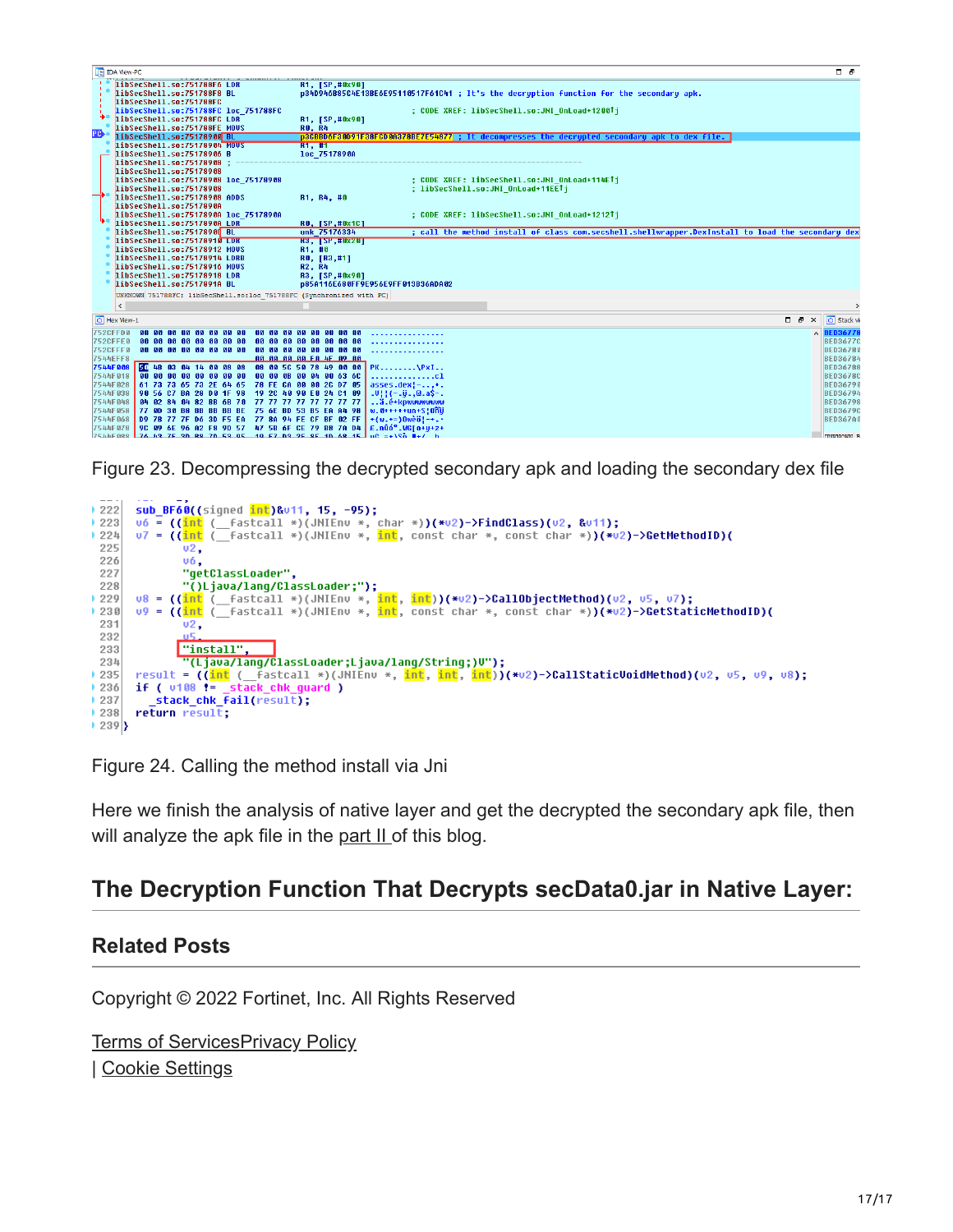Figure 23. Decompressing the decrypted secondary apk and loading the secondary dex file

```
222   sub_BF60((signed int)&v11, 15, -95);
223   v6 = ((int (__fastcall *)(JNIEnv *, char *))(*v2)->FindClass)(v2, &v11);
224   v7 = ((int (__fastcall *)(JNIEnv *, int, const char *, const char *))(*v2)->GetMethodID)(
225          v2,
226          v6,
227          "getClassLoader",
228          "()Ljava/lang/ClassLoader;");
229   v8 = ((int (__fastcall *)(JNIEnv *, int, int))(*v2)->CallObjectMethod)(v2, v5, v7);
230   v9 = ((int (__fastcall *)(JNIEnv *, int, const char *, const char *))(*v2)->GetStaticMethodID)(
231          v2,
232          v5,
233          "install",
234          "(Ljava/lang/ClassLoader;Ljava/lang/String;)V");
235   result = ((int (__fastcall *)(JNIEnv *, int, int, int))(*v2)->CallStaticVoidMethod)(v2, v5, v9, v8);
236   if ( v108 != _stack_chk_guard )
237     _stack_chk_fail(result);
238   return result;
239 }
```

Figure 24. Calling the method install via Jni

Here we finish the analysis of native layer and get the decrypted the secondary apk file, then will analyze the apk file in the part II of this blog.

## The Decryption Function That Decrypts secData0.jar in Native Layer:

## Related Posts

Copyright © 2022 Fortinet, Inc. All Rights Reserved

Terms of ServicesPrivacy Policy
| Cookie Settings